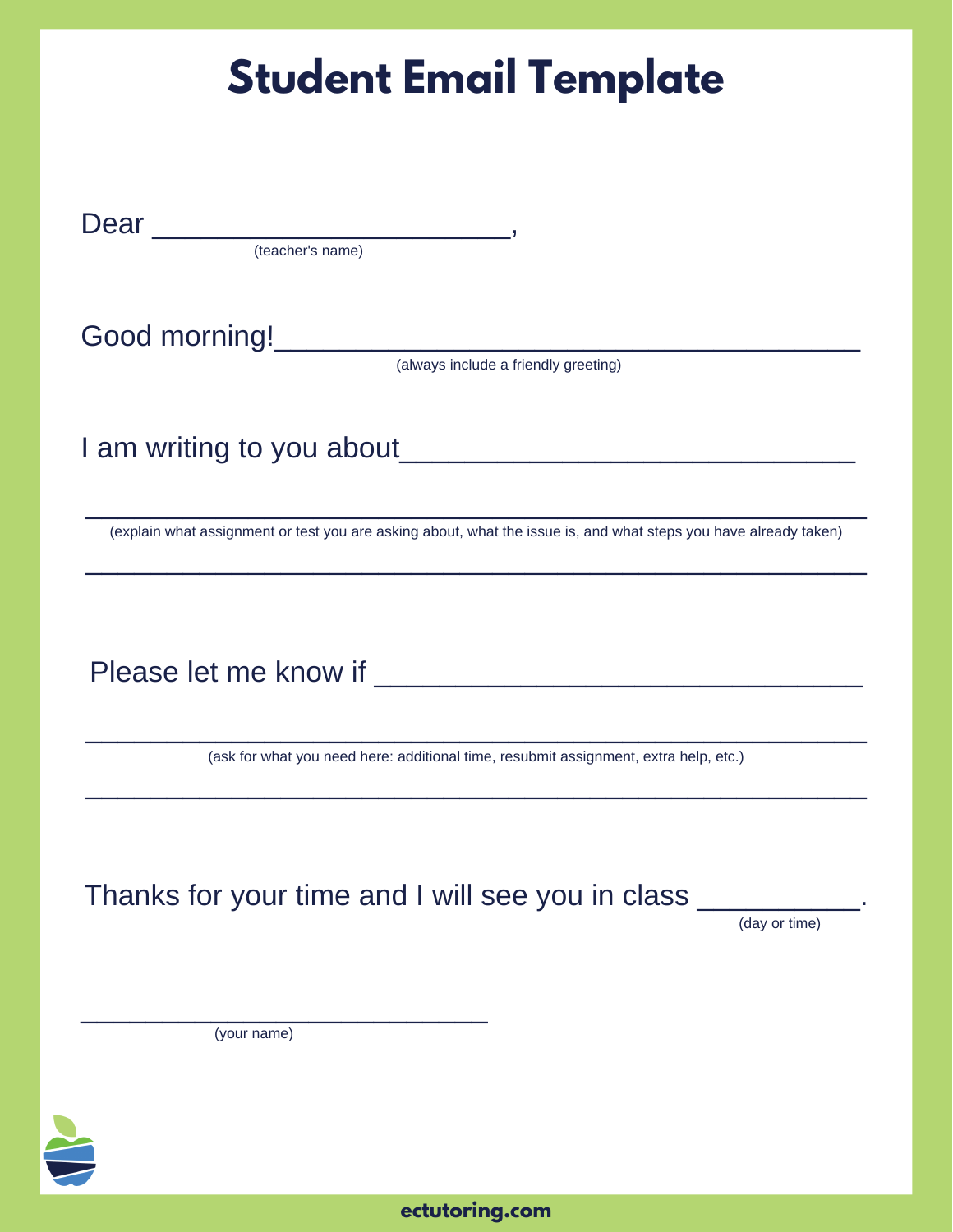# Student Email Template

Dear ______________________,
(teacher's name)

Good morning!____________________________________
(always include a friendly greeting)

I am writing to you about____________________________

_______________________________________________
(explain what assignment or test you are asking about, what the issue is, and what steps you have already taken)

_______________________________________________

Please let me know if ______________________________

_______________________________________________
(ask for what you need here: additional time, resubmit assignment, extra help, etc.)

_______________________________________________

Thanks for your time and I will see you in class __________.
(day or time)

_________________________
(your name)

ectutoring.com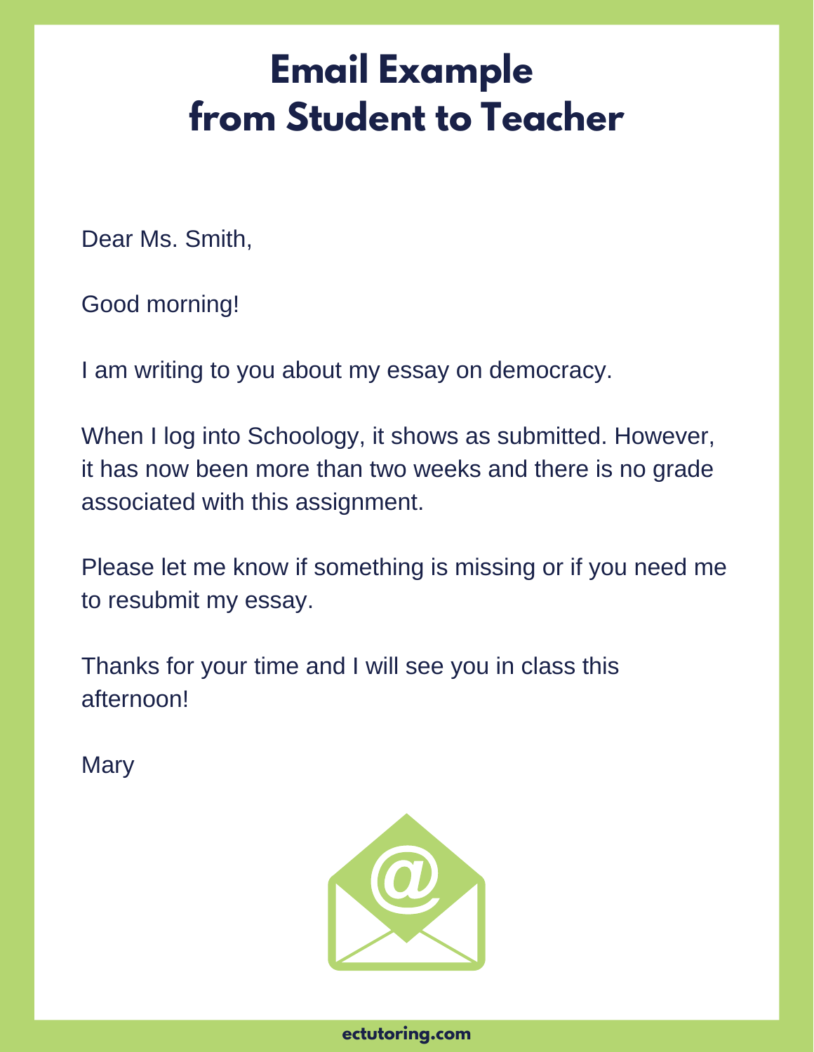# Email Example from Student to Teacher

Dear Ms. Smith,

Good morning!

I am writing to you about my essay on democracy.

When I log into Schoology, it shows as submitted. However, it has now been more than two weeks and there is no grade associated with this assignment.

Please let me know if something is missing or if you need me to resubmit my essay.

Thanks for your time and I will see you in class this afternoon!

Mary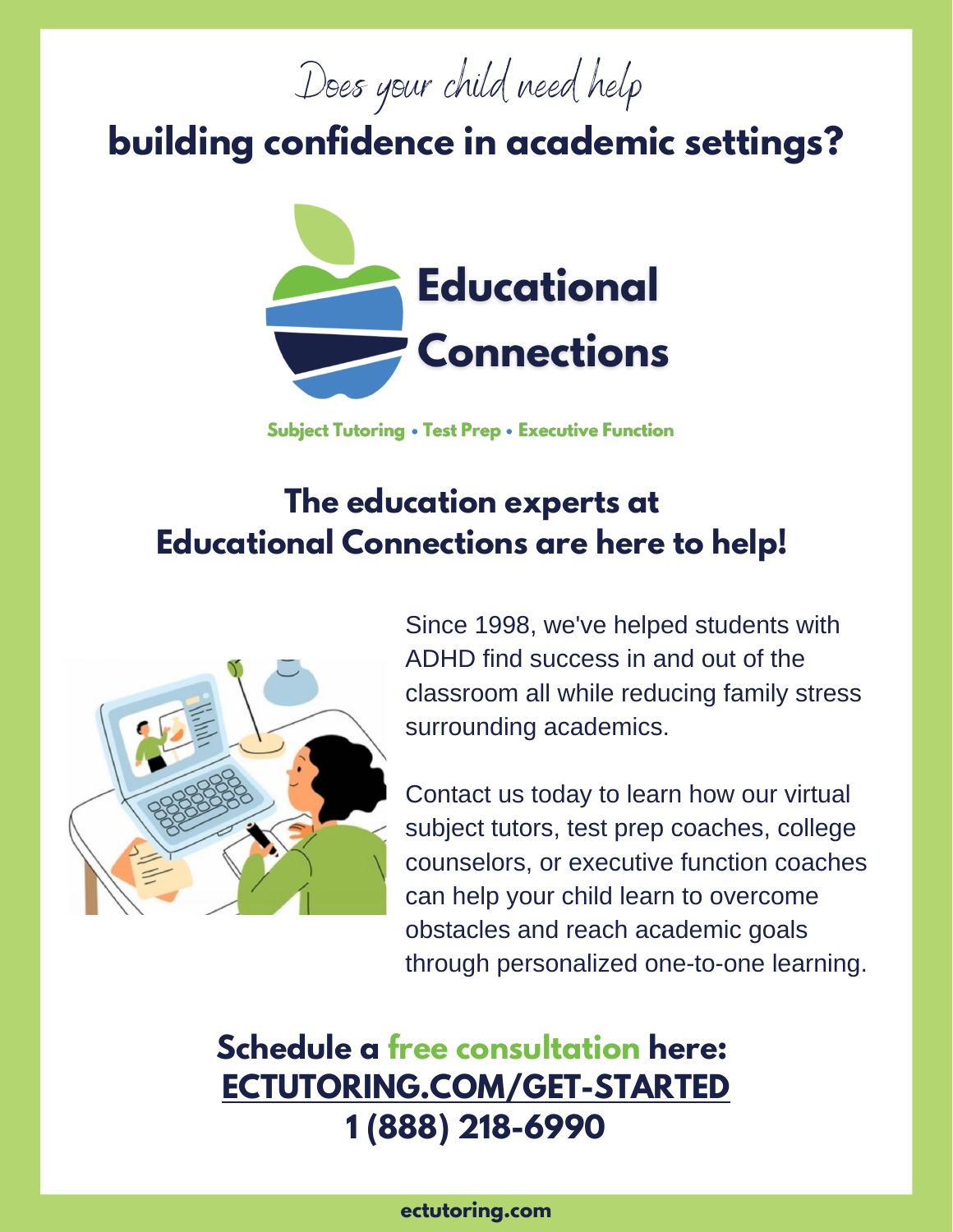Does your child need help

# building confidence in academic settings?

**Educational Connections**

**Subject Tutoring • Test Prep • Executive Function**

## The education experts at Educational Connections are here to help!

Since 1998, we've helped students with ADHD find success in and out of the classroom all while reducing family stress surrounding academics.

Contact us today to learn how our virtual subject tutors, test prep coaches, college counselors, or executive function coaches can help your child learn to overcome obstacles and reach academic goals through personalized one-to-one learning.

**Schedule a free consultation here:**
**ECTUTORING.COM/GET-STARTED**
**1 (888) 218-6990**

**ectutoring.com**